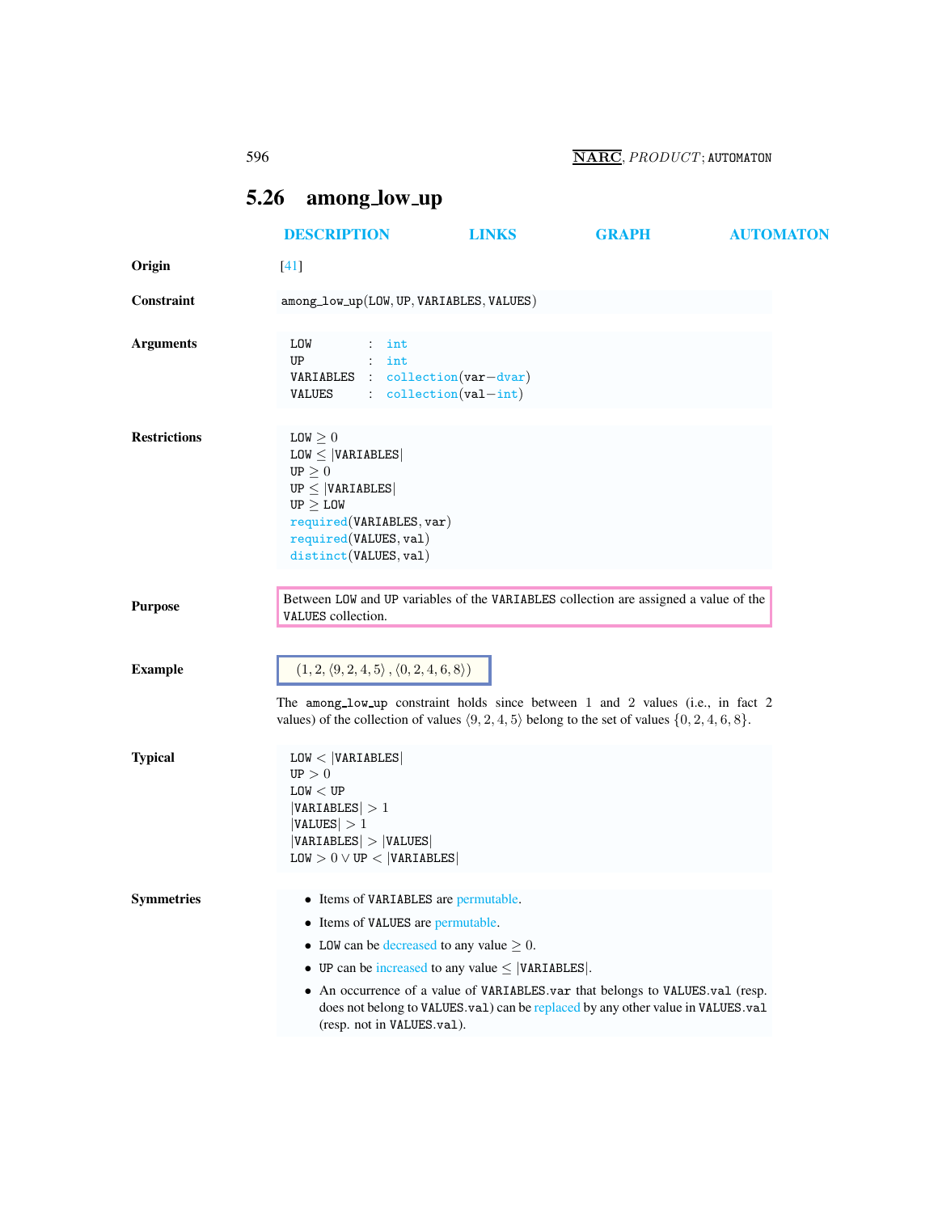## 5.26 among_low_up

DESCRIPTION LINKS GRAPH AUTOMATON

**Origin** [41]

**Constraint** among_low_up(LOW, UP, VARIABLES, VALUES)

**Arguments**

```
LOW       : int
UP        : int
VARIABLES : collection(var−dvar)
VALUES    : collection(val−int)
```

**Restrictions**

LOW $\geq 0$
LOW $\leq$ |VARIABLES|
UP $\geq 0$
UP $\leq$ |VARIABLES|
UP $\geq$ LOW
required(VARIABLES, var)
required(VALUES, val)
distinct(VALUES, val)

**Purpose**

Between LOW and UP variables of the VARIABLES collection are assigned a value of the VALUES collection.

**Example**

$(1, 2, \langle 9, 2, 4, 5 \rangle, \langle 0, 2, 4, 6, 8 \rangle)$

The among_low_up constraint holds since between 1 and 2 values (i.e., in fact 2 values) of the collection of values $\langle 9, 2, 4, 5 \rangle$ belong to the set of values $\{0, 2, 4, 6, 8\}$.

**Typical**

LOW $<$ |VARIABLES|
UP $> 0$
LOW $<$ UP
|VARIABLES| $> 1$
|VALUES| $> 1$
|VARIABLES| $>$ |VALUES|
LOW $> 0 \vee$ UP $<$ |VARIABLES|

**Symmetries**

- Items of VARIABLES are permutable.
- Items of VALUES are permutable.
- LOW can be decreased to any value $\geq 0$.
- UP can be increased to any value $\leq$ |VARIABLES|.
- An occurrence of a value of VARIABLES.var that belongs to VALUES.val (resp. does not belong to VALUES.val) can be replaced by any other value in VALUES.val (resp. not in VALUES.val).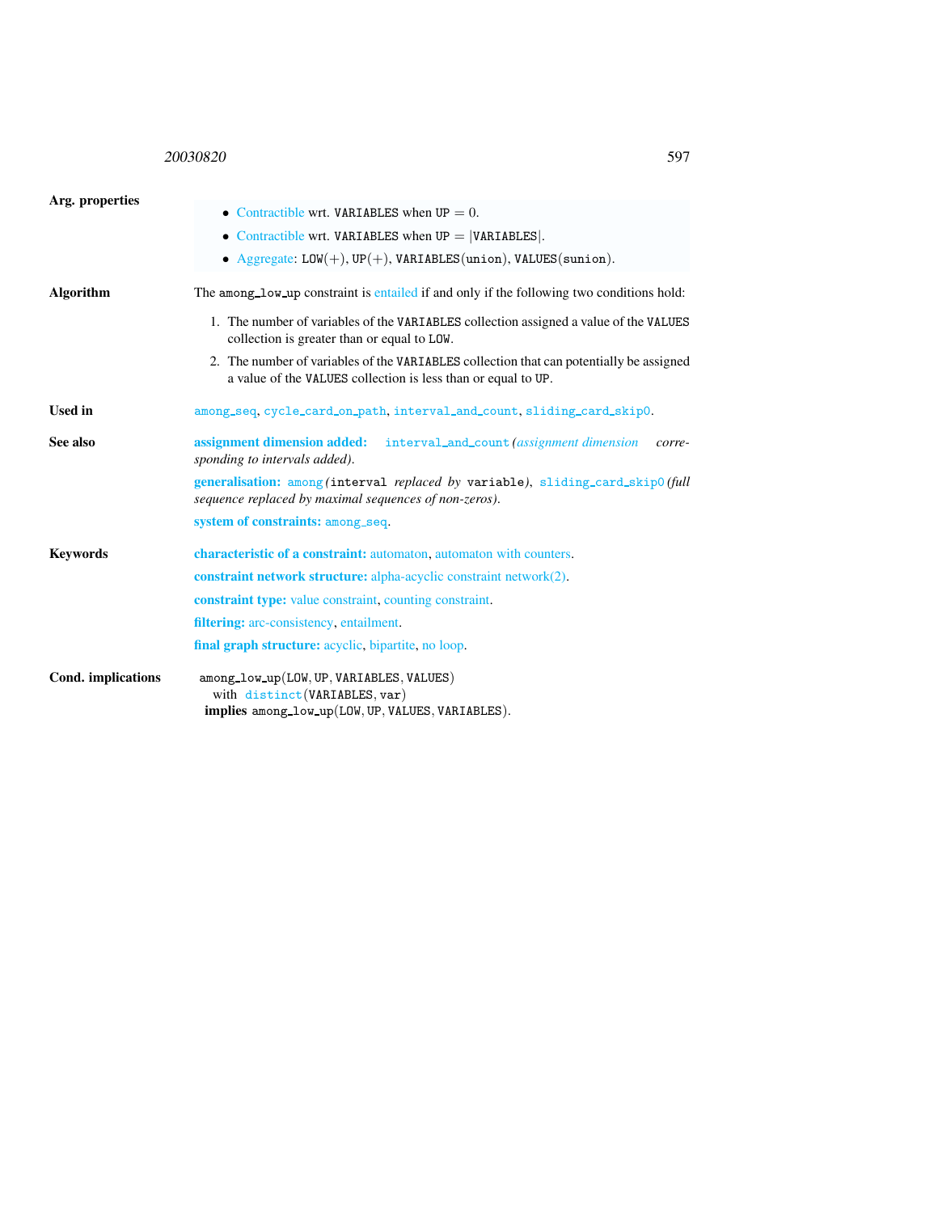**Arg. properties**

- Contractible wrt. VARIABLES when $\text{UP} = 0$.
- Contractible wrt. VARIABLES when $\text{UP} = |\text{VARIABLES}|$.
- Aggregate: LOW(+), UP(+), VARIABLES(union), VALUES(sunion).

**Algorithm**

The among_low_up constraint is entailed if and only if the following two conditions hold:

1. The number of variables of the VARIABLES collection assigned a value of the VALUES collection is greater than or equal to LOW.
2. The number of variables of the VARIABLES collection that can potentially be assigned a value of the VALUES collection is less than or equal to UP.

**Used in**

among_seq, cycle_card_on_path, interval_and_count, sliding_card_skip0.

**See also**

**assignment dimension added:** interval_and_count *(assignment dimension corresponding to intervals added)*.

**generalisation:** among *(*interval *replaced by* variable*)*, sliding_card_skip0 *(full sequence replaced by maximal sequences of non-zeros)*.

**system of constraints:** among_seq.

**Keywords**

**characteristic of a constraint:** automaton, automaton with counters.

**constraint network structure:** alpha-acyclic constraint network(2).

**constraint type:** value constraint, counting constraint.

**filtering:** arc-consistency, entailment.

**final graph structure:** acyclic, bipartite, no loop.

**Cond. implications**

among_low_up(LOW, UP, VARIABLES, VALUES)
with distinct(VARIABLES, var)
**implies** among_low_up(LOW, UP, VALUES, VARIABLES).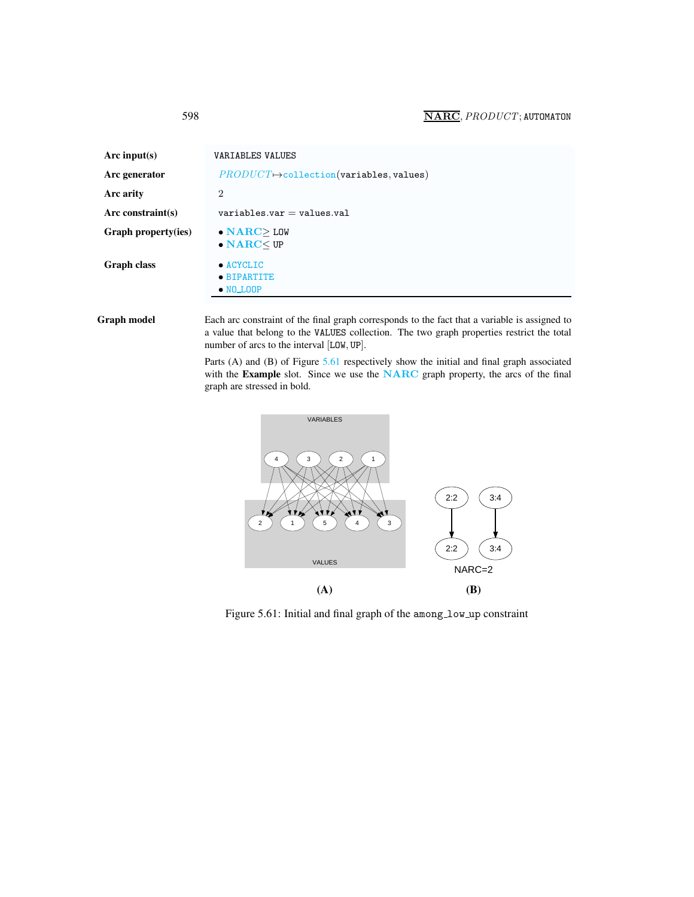| | |
|---|---|
| **Arc input(s)** | VARIABLES VALUES |
| **Arc generator** | *PRODUCT* ↦ collection(variables, values) |
| **Arc arity** | 2 |
| **Arc constraint(s)** | variables.var = values.val |
| **Graph property(ies)** | • **NARC** ≥ LOW<br>• **NARC** ≤ UP |
| **Graph class** | • ACYCLIC<br>• BIPARTITE<br>• NO_LOOP |

**Graph model**

Each arc constraint of the final graph corresponds to the fact that a variable is assigned to a value that belong to the VALUES collection. The two graph properties restrict the total number of arcs to the interval [LOW, UP].

Parts (A) and (B) of Figure 5.61 respectively show the initial and final graph associated with the **Example** slot. Since we use the **NARC** graph property, the arcs of the final graph are stressed in bold.

VARIABLES

4 3 2 1

2 1 5 4 3

VALUES

2:2 3:4

2:2 3:4

NARC=2

**(A)** **(B)**

Figure 5.61: Initial and final graph of the among_low_up constraint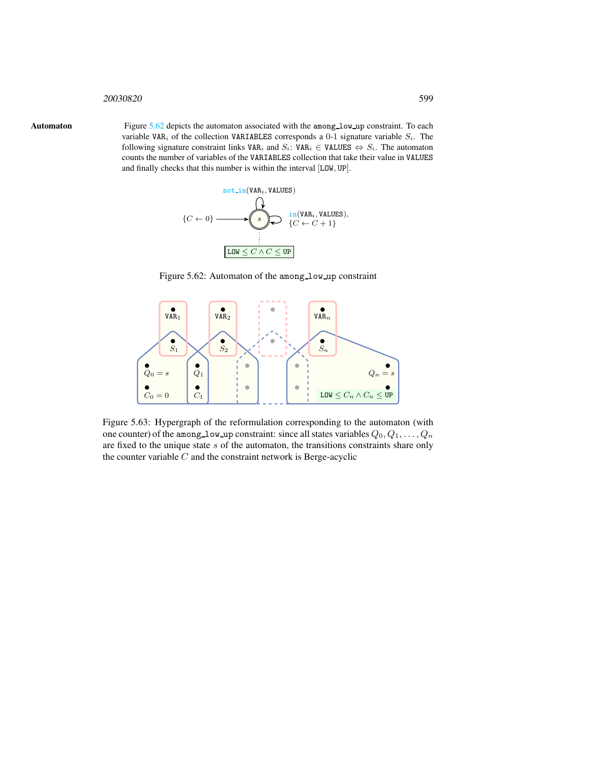**Automaton** Figure 5.62 depicts the automaton associated with the `among_low_up` constraint. To each variable $\texttt{VAR}_i$ of the collection `VARIABLES` corresponds a 0-1 signature variable $S_i$. The following signature constraint links $\texttt{VAR}_i$ and $S_i$: $\texttt{VAR}_i \in \texttt{VALUES} \Leftrightarrow S_i$. The automaton counts the number of variables of the `VARIABLES` collection that take their value in `VALUES` and finally checks that this number is within the interval [`LOW`, `UP`].

not_in($\texttt{VAR}_i$, VALUES)

$\{C \leftarrow 0\}$

$s$

in($\texttt{VAR}_i$, VALUES),
$\{C \leftarrow C+1\}$

$\texttt{LOW} \leq C \wedge C \leq \texttt{UP}$

Figure 5.62: Automaton of the `among_low_up` constraint

$\texttt{VAR}_1$ $\texttt{VAR}_2$ $\texttt{VAR}_n$

$S_1$ $S_2$ $S_n$

$Q_0 = s$ $Q_1$ $Q_n = s$

$C_0 = 0$ $C_1$ $\texttt{LOW} \leq C_n \wedge C_n \leq \texttt{UP}$

Figure 5.63: Hypergraph of the reformulation corresponding to the automaton (with one counter) of the `among_low_up` constraint: since all states variables $Q_0, Q_1, \ldots, Q_n$ are fixed to the unique state $s$ of the automaton, the transitions constraints share only the counter variable $C$ and the constraint network is Berge-acyclic